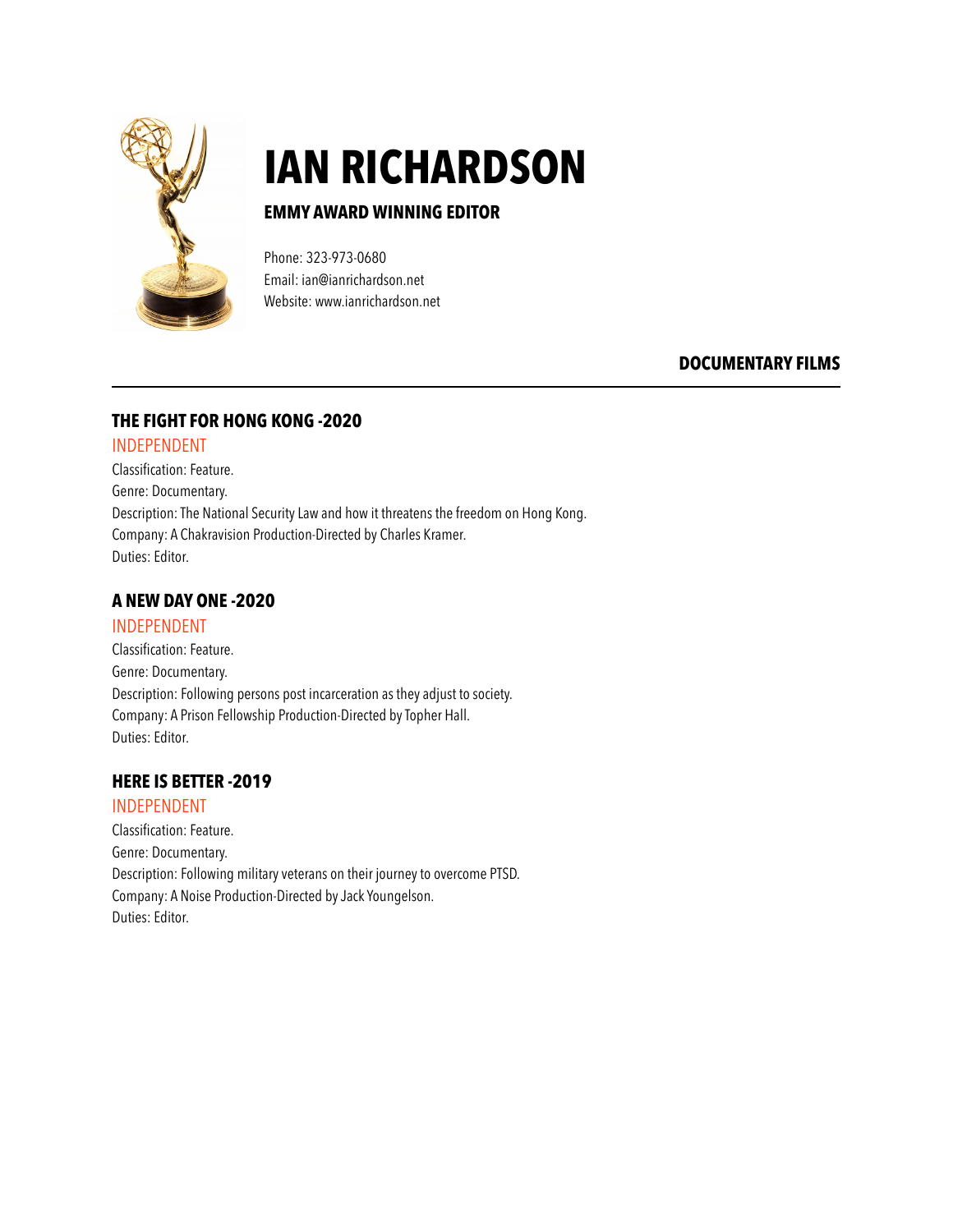# IAN RICHARDSON

## EMMY AWARD WINNING EDITOR

Phone: 323-973-0680
Email: ian@ianrichardson.net
Website: www.ianrichardson.net

## DOCUMENTARY FILMS

### THE FIGHT FOR HONG KONG -2020

INDEPENDENT

Classification: Feature.
Genre: Documentary.
Description: The National Security Law and how it threatens the freedom on Hong Kong.
Company: A Chakravision Production-Directed by Charles Kramer.
Duties: Editor.

### A NEW DAY ONE -2020

INDEPENDENT

Classification: Feature.
Genre: Documentary.
Description: Following persons post incarceration as they adjust to society.
Company: A Prison Fellowship Production-Directed by Topher Hall.
Duties: Editor.

### HERE IS BETTER -2019

INDEPENDENT

Classification: Feature.
Genre: Documentary.
Description: Following military veterans on their journey to overcome PTSD.
Company: A Noise Production-Directed by Jack Youngelson.
Duties: Editor.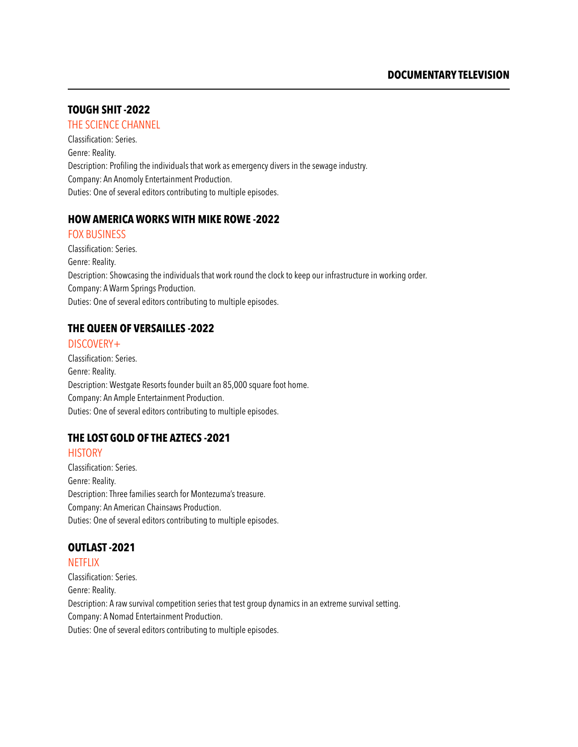## DOCUMENTARY TELEVISION

### TOUGH SHIT -2022

THE SCIENCE CHANNEL

Classification: Series.
Genre: Reality.
Description: Profiling the individuals that work as emergency divers in the sewage industry.
Company: An Anomoly Entertainment Production.
Duties: One of several editors contributing to multiple episodes.

### HOW AMERICA WORKS WITH MIKE ROWE -2022

FOX BUSINESS

Classification: Series.
Genre: Reality.
Description: Showcasing the individuals that work round the clock to keep our infrastructure in working order.
Company: A Warm Springs Production.
Duties: One of several editors contributing to multiple episodes.

### THE QUEEN OF VERSAILLES -2022

DISCOVERY+

Classification: Series.
Genre: Reality.
Description: Westgate Resorts founder built an 85,000 square foot home.
Company: An Ample Entertainment Production.
Duties: One of several editors contributing to multiple episodes.

### THE LOST GOLD OF THE AZTECS -2021

HISTORY

Classification: Series.
Genre: Reality.
Description: Three families search for Montezuma's treasure.
Company: An American Chainsaws Production.
Duties: One of several editors contributing to multiple episodes.

### OUTLAST -2021

NETFLIX

Classification: Series.
Genre: Reality.
Description: A raw survival competition series that test group dynamics in an extreme survival setting.
Company: A Nomad Entertainment Production.
Duties: One of several editors contributing to multiple episodes.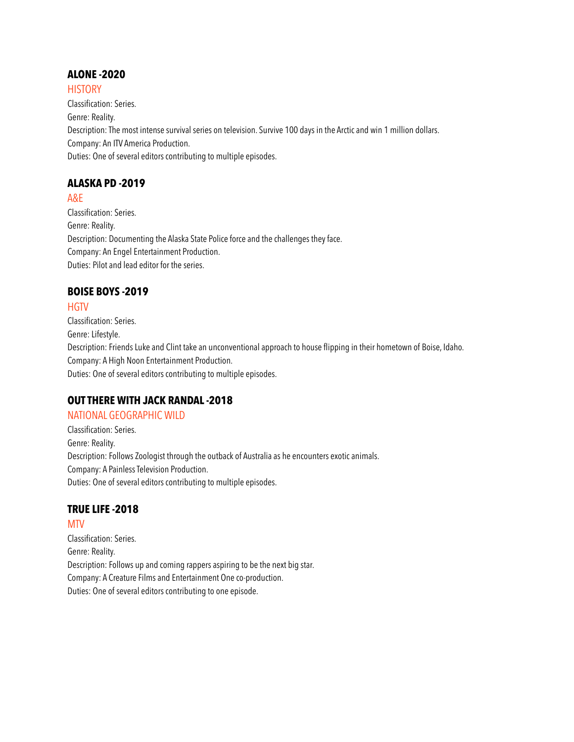### ALONE -2020

HISTORY

Classification: Series.

Genre: Reality.

Description: The most intense survival series on television. Survive 100 days in the Arctic and win 1 million dollars.

Company: An ITV America Production.

Duties: One of several editors contributing to multiple episodes.

### ALASKA PD -2019

A&E

Classification: Series.

Genre: Reality.

Description: Documenting the Alaska State Police force and the challenges they face.

Company: An Engel Entertainment Production.

Duties: Pilot and lead editor for the series.

### BOISE BOYS -2019

HGTV

Classification: Series.

Genre: Lifestyle.

Description: Friends Luke and Clint take an unconventional approach to house flipping in their hometown of Boise, Idaho.

Company: A High Noon Entertainment Production.

Duties: One of several editors contributing to multiple episodes.

### OUT THERE WITH JACK RANDAL -2018

NATIONAL GEOGRAPHIC WILD

Classification: Series.

Genre: Reality.

Description: Follows Zoologist through the outback of Australia as he encounters exotic animals.

Company: A Painless Television Production.

Duties: One of several editors contributing to multiple episodes.

### TRUE LIFE -2018

MTV

Classification: Series.

Genre: Reality.

Description: Follows up and coming rappers aspiring to be the next big star.

Company: A Creature Films and Entertainment One co-production.

Duties: One of several editors contributing to one episode.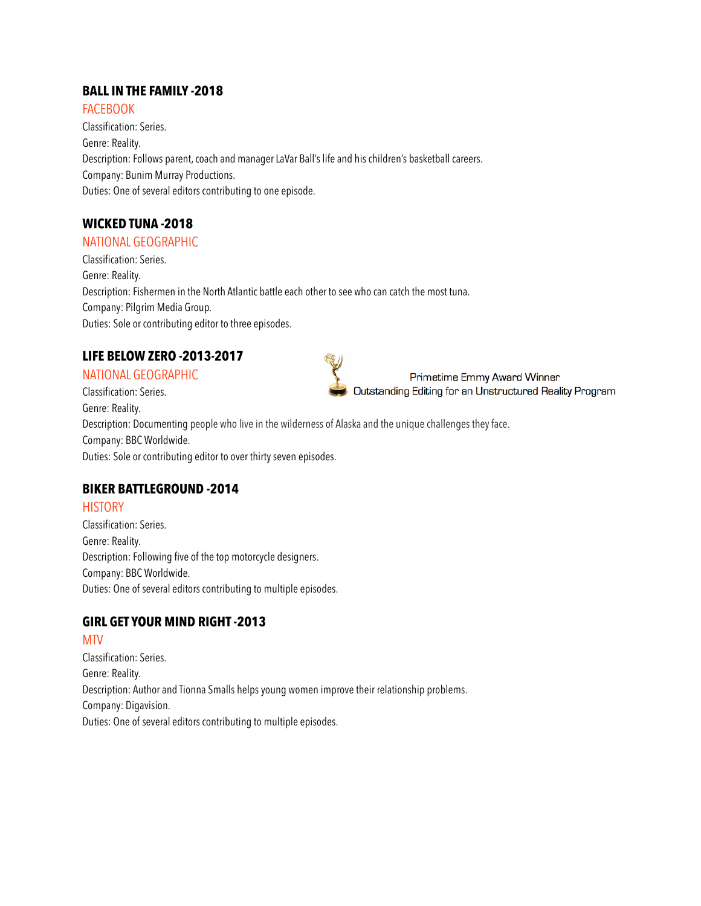### BALL IN THE FAMILY -2018

FACEBOOK

Classification: Series.

Genre: Reality.

Description: Follows parent, coach and manager LaVar Ball's life and his children's basketball careers.

Company: Bunim Murray Productions.

Duties: One of several editors contributing to one episode.

### WICKED TUNA -2018

NATIONAL GEOGRAPHIC

Classification: Series.

Genre: Reality.

Description: Fishermen in the North Atlantic battle each other to see who can catch the most tuna.

Company: Pilgrim Media Group.

Duties: Sole or contributing editor to three episodes.

### LIFE BELOW ZERO -2013-2017

NATIONAL GEOGRAPHIC

Primetime Emmy Award Winner
Outstanding Editing for an Unstructured Reality Program

Classification: Series.

Genre: Reality.

Description: Documenting people who live in the wilderness of Alaska and the unique challenges they face.

Company: BBC Worldwide.

Duties: Sole or contributing editor to over thirty seven episodes.

### BIKER BATTLEGROUND -2014

HISTORY

Classification: Series.

Genre: Reality.

Description: Following five of the top motorcycle designers.

Company: BBC Worldwide.

Duties: One of several editors contributing to multiple episodes.

### GIRL GET YOUR MIND RIGHT -2013

MTV

Classification: Series.

Genre: Reality.

Description: Author and Tionna Smalls helps young women improve their relationship problems.

Company: Digavision.

Duties: One of several editors contributing to multiple episodes.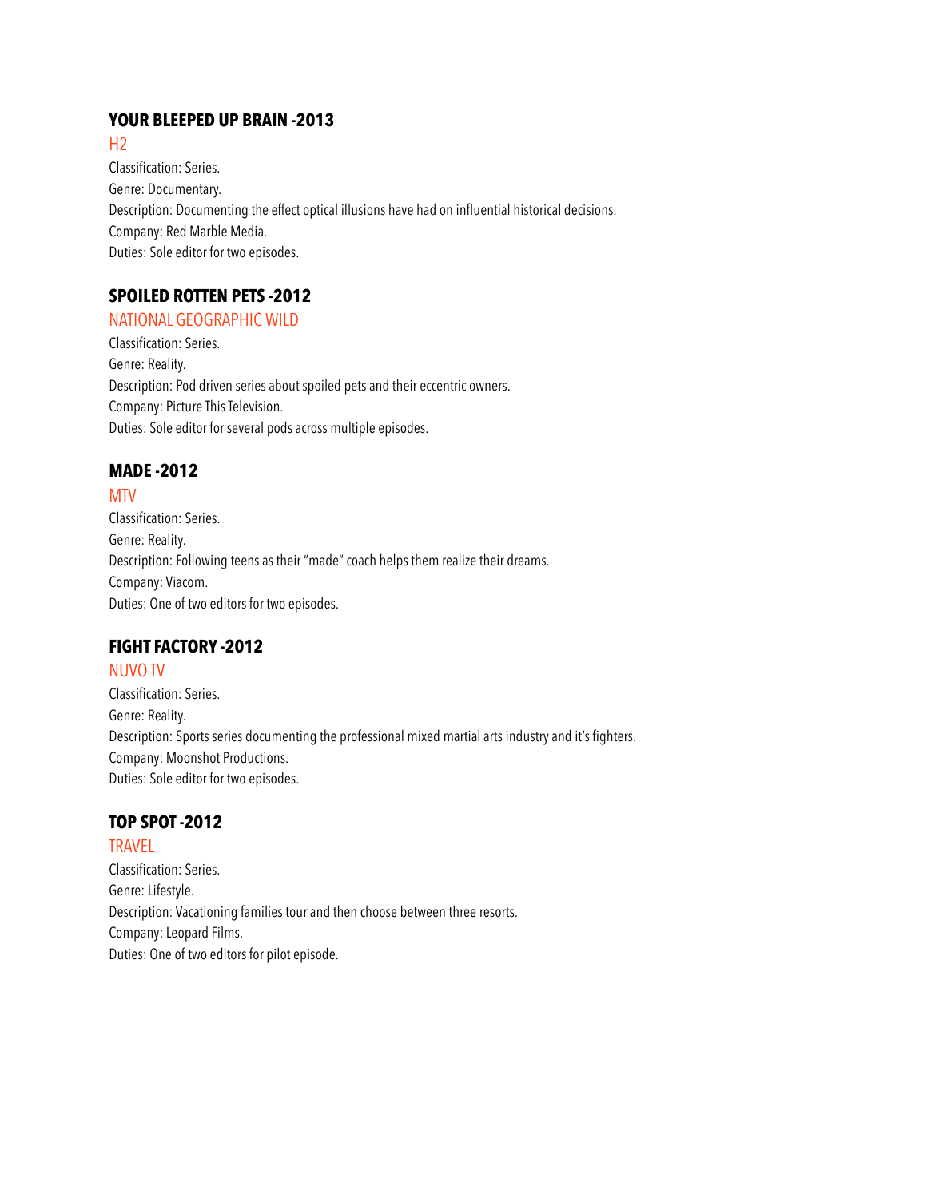### YOUR BLEEPED UP BRAIN -2013

H2

Classification: Series.

Genre: Documentary.

Description: Documenting the effect optical illusions have had on influential historical decisions.

Company: Red Marble Media.

Duties: Sole editor for two episodes.

### SPOILED ROTTEN PETS -2012

NATIONAL GEOGRAPHIC WILD

Classification: Series.

Genre: Reality.

Description: Pod driven series about spoiled pets and their eccentric owners.

Company: Picture This Television.

Duties: Sole editor for several pods across multiple episodes.

### MADE -2012

MTV

Classification: Series.

Genre: Reality.

Description: Following teens as their "made" coach helps them realize their dreams.

Company: Viacom.

Duties: One of two editors for two episodes.

### FIGHT FACTORY -2012

NUVO TV

Classification: Series.

Genre: Reality.

Description: Sports series documenting the professional mixed martial arts industry and it's fighters.

Company: Moonshot Productions.

Duties: Sole editor for two episodes.

### TOP SPOT -2012

TRAVEL

Classification: Series.

Genre: Lifestyle.

Description: Vacationing families tour and then choose between three resorts.

Company: Leopard Films.

Duties: One of two editors for pilot episode.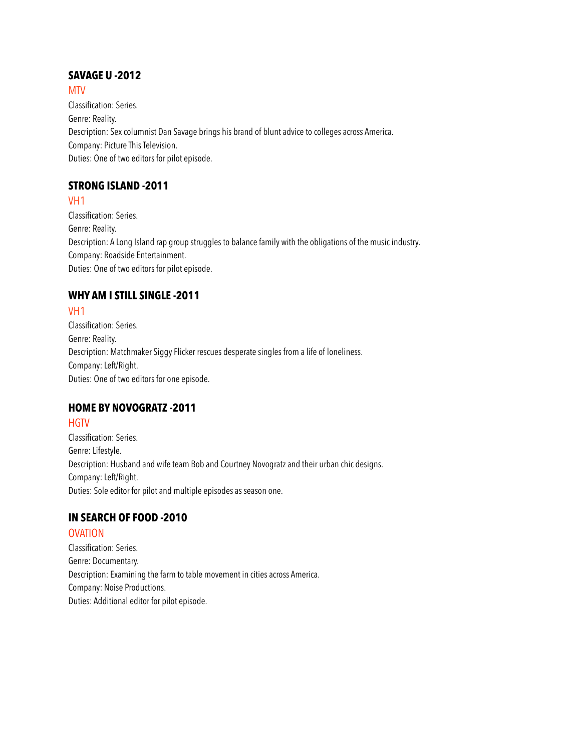### SAVAGE U -2012

MTV

Classification: Series.
Genre: Reality.
Description: Sex columnist Dan Savage brings his brand of blunt advice to colleges across America.
Company: Picture This Television.
Duties: One of two editors for pilot episode.

### STRONG ISLAND -2011

VH1

Classification: Series.
Genre: Reality.
Description: A Long Island rap group struggles to balance family with the obligations of the music industry.
Company: Roadside Entertainment.
Duties: One of two editors for pilot episode.

### WHY AM I STILL SINGLE -2011

VH1

Classification: Series.
Genre: Reality.
Description: Matchmaker Siggy Flicker rescues desperate singles from a life of loneliness.
Company: Left/Right.
Duties: One of two editors for one episode.

### HOME BY NOVOGRATZ -2011

HGTV

Classification: Series.
Genre: Lifestyle.
Description: Husband and wife team Bob and Courtney Novogratz and their urban chic designs.
Company: Left/Right.
Duties: Sole editor for pilot and multiple episodes as season one.

### IN SEARCH OF FOOD -2010

OVATION

Classification: Series.
Genre: Documentary.
Description: Examining the farm to table movement in cities across America.
Company: Noise Productions.
Duties: Additional editor for pilot episode.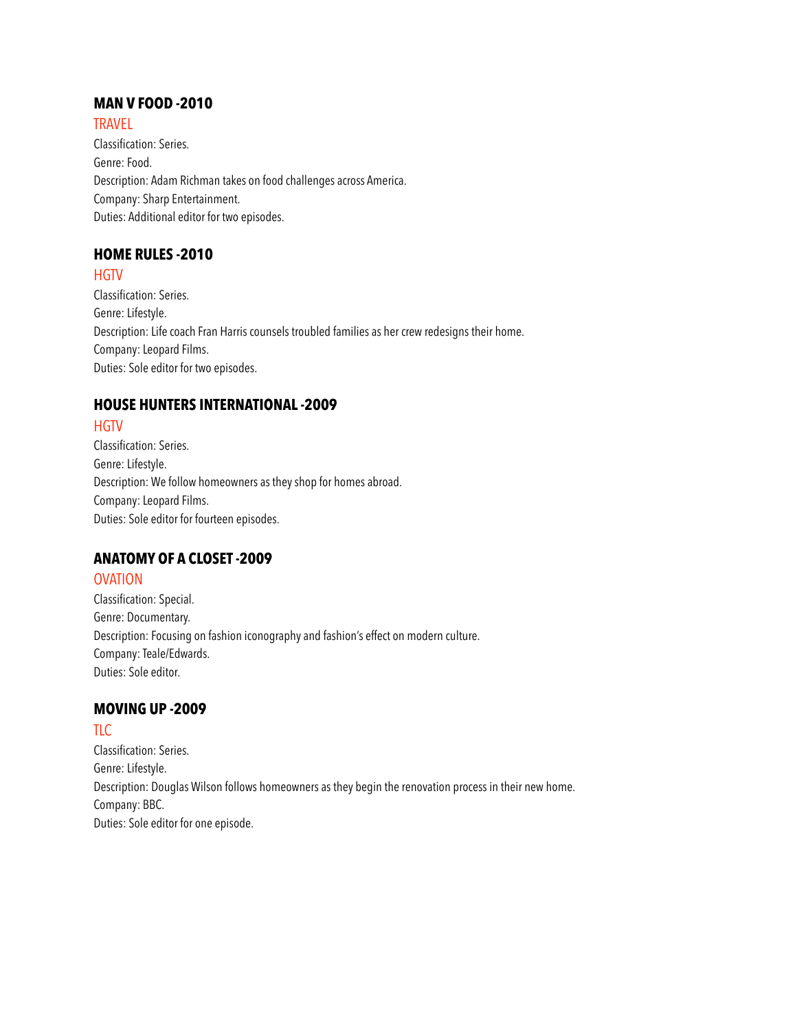### MAN V FOOD -2010

TRAVEL

Classification: Series.
Genre: Food.
Description: Adam Richman takes on food challenges across America.
Company: Sharp Entertainment.
Duties: Additional editor for two episodes.

### HOME RULES -2010

HGTV

Classification: Series.
Genre: Lifestyle.
Description: Life coach Fran Harris counsels troubled families as her crew redesigns their home.
Company: Leopard Films.
Duties: Sole editor for two episodes.

### HOUSE HUNTERS INTERNATIONAL -2009

HGTV

Classification: Series.
Genre: Lifestyle.
Description: We follow homeowners as they shop for homes abroad.
Company: Leopard Films.
Duties: Sole editor for fourteen episodes.

### ANATOMY OF A CLOSET -2009

OVATION

Classification: Special.
Genre: Documentary.
Description: Focusing on fashion iconography and fashion's effect on modern culture.
Company: Teale/Edwards.
Duties: Sole editor.

### MOVING UP -2009

TLC

Classification: Series.
Genre: Lifestyle.
Description: Douglas Wilson follows homeowners as they begin the renovation process in their new home.
Company: BBC.
Duties: Sole editor for one episode.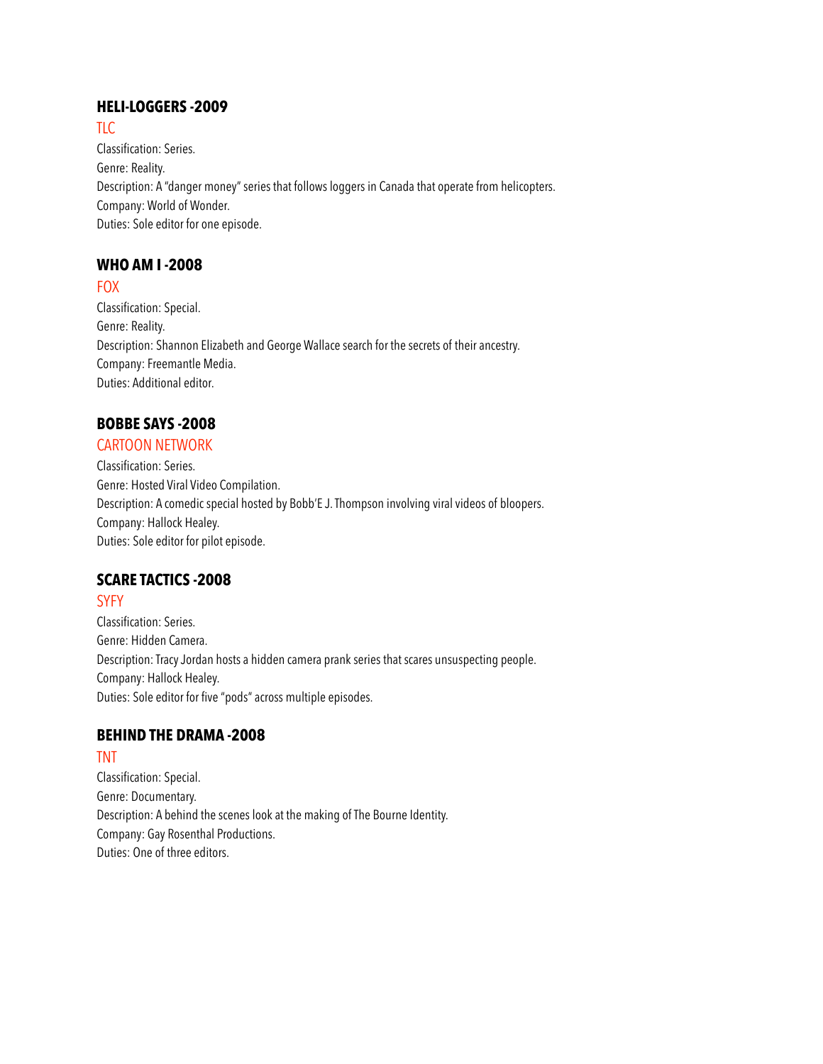### HELI-LOGGERS -2009

TLC

Classification: Series.
Genre: Reality.
Description: A "danger money" series that follows loggers in Canada that operate from helicopters.
Company: World of Wonder.
Duties: Sole editor for one episode.

### WHO AM I -2008

FOX

Classification: Special.
Genre: Reality.
Description: Shannon Elizabeth and George Wallace search for the secrets of their ancestry.
Company: Freemantle Media.
Duties: Additional editor.

### BOBBE SAYS -2008

CARTOON NETWORK

Classification: Series.
Genre: Hosted Viral Video Compilation.
Description: A comedic special hosted by Bobb'E J. Thompson involving viral videos of bloopers.
Company: Hallock Healey.
Duties: Sole editor for pilot episode.

### SCARE TACTICS -2008

SYFY

Classification: Series.
Genre: Hidden Camera.
Description: Tracy Jordan hosts a hidden camera prank series that scares unsuspecting people.
Company: Hallock Healey.
Duties: Sole editor for five "pods" across multiple episodes.

### BEHIND THE DRAMA -2008

TNT

Classification: Special.
Genre: Documentary.
Description: A behind the scenes look at the making of The Bourne Identity.
Company: Gay Rosenthal Productions.
Duties: One of three editors.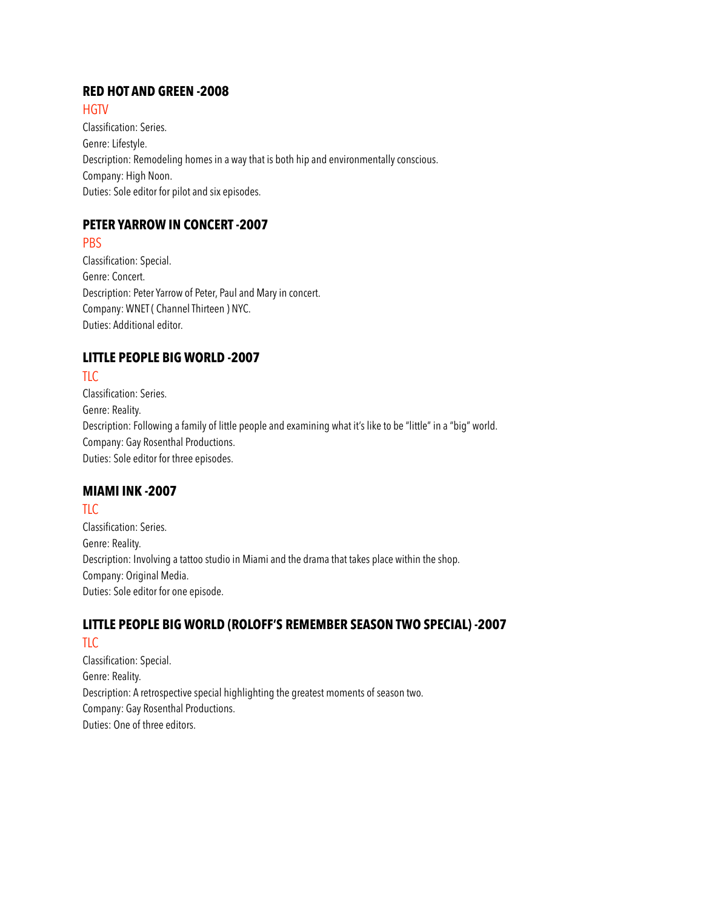### RED HOT AND GREEN -2008

HGTV

Classification: Series.
Genre: Lifestyle.
Description: Remodeling homes in a way that is both hip and environmentally conscious.
Company: High Noon.
Duties: Sole editor for pilot and six episodes.

### PETER YARROW IN CONCERT -2007

PBS

Classification: Special.
Genre: Concert.
Description: Peter Yarrow of Peter, Paul and Mary in concert.
Company: WNET ( Channel Thirteen ) NYC.
Duties: Additional editor.

### LITTLE PEOPLE BIG WORLD -2007

TLC

Classification: Series.
Genre: Reality.
Description: Following a family of little people and examining what it's like to be "little" in a "big" world.
Company: Gay Rosenthal Productions.
Duties: Sole editor for three episodes.

### MIAMI INK -2007

TLC

Classification: Series.
Genre: Reality.
Description: Involving a tattoo studio in Miami and the drama that takes place within the shop.
Company: Original Media.
Duties: Sole editor for one episode.

### LITTLE PEOPLE BIG WORLD (ROLOFF'S REMEMBER SEASON TWO SPECIAL) -2007

TLC

Classification: Special.
Genre: Reality.
Description: A retrospective special highlighting the greatest moments of season two.
Company: Gay Rosenthal Productions.
Duties: One of three editors.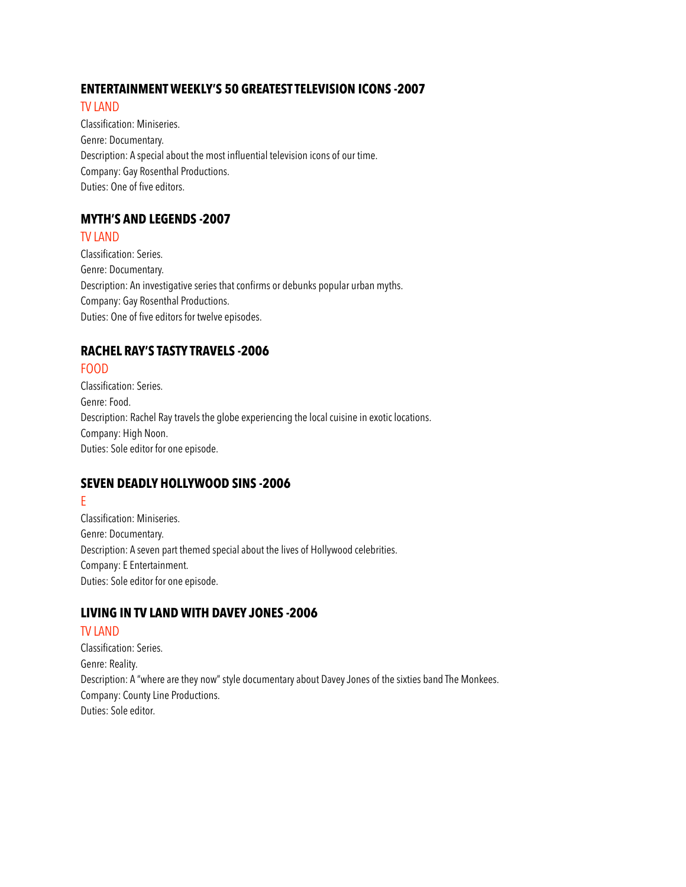### ENTERTAINMENT WEEKLY’S 50 GREATEST TELEVISION ICONS -2007

TV LAND

Classification: Miniseries.
Genre: Documentary.
Description: A special about the most influential television icons of our time.
Company: Gay Rosenthal Productions.
Duties: One of five editors.

### MYTH’S AND LEGENDS -2007

TV LAND

Classification: Series.
Genre: Documentary.
Description: An investigative series that confirms or debunks popular urban myths.
Company: Gay Rosenthal Productions.
Duties: One of five editors for twelve episodes.

### RACHEL RAY’S TASTY TRAVELS -2006

FOOD

Classification: Series.
Genre: Food.
Description: Rachel Ray travels the globe experiencing the local cuisine in exotic locations.
Company: High Noon.
Duties: Sole editor for one episode.

### SEVEN DEADLY HOLLYWOOD SINS -2006

E

Classification: Miniseries.
Genre: Documentary.
Description: A seven part themed special about the lives of Hollywood celebrities.
Company: E Entertainment.
Duties: Sole editor for one episode.

### LIVING IN TV LAND WITH DAVEY JONES -2006

TV LAND

Classification: Series.
Genre: Reality.
Description: A “where are they now” style documentary about Davey Jones of the sixties band The Monkees.
Company: County Line Productions.
Duties: Sole editor.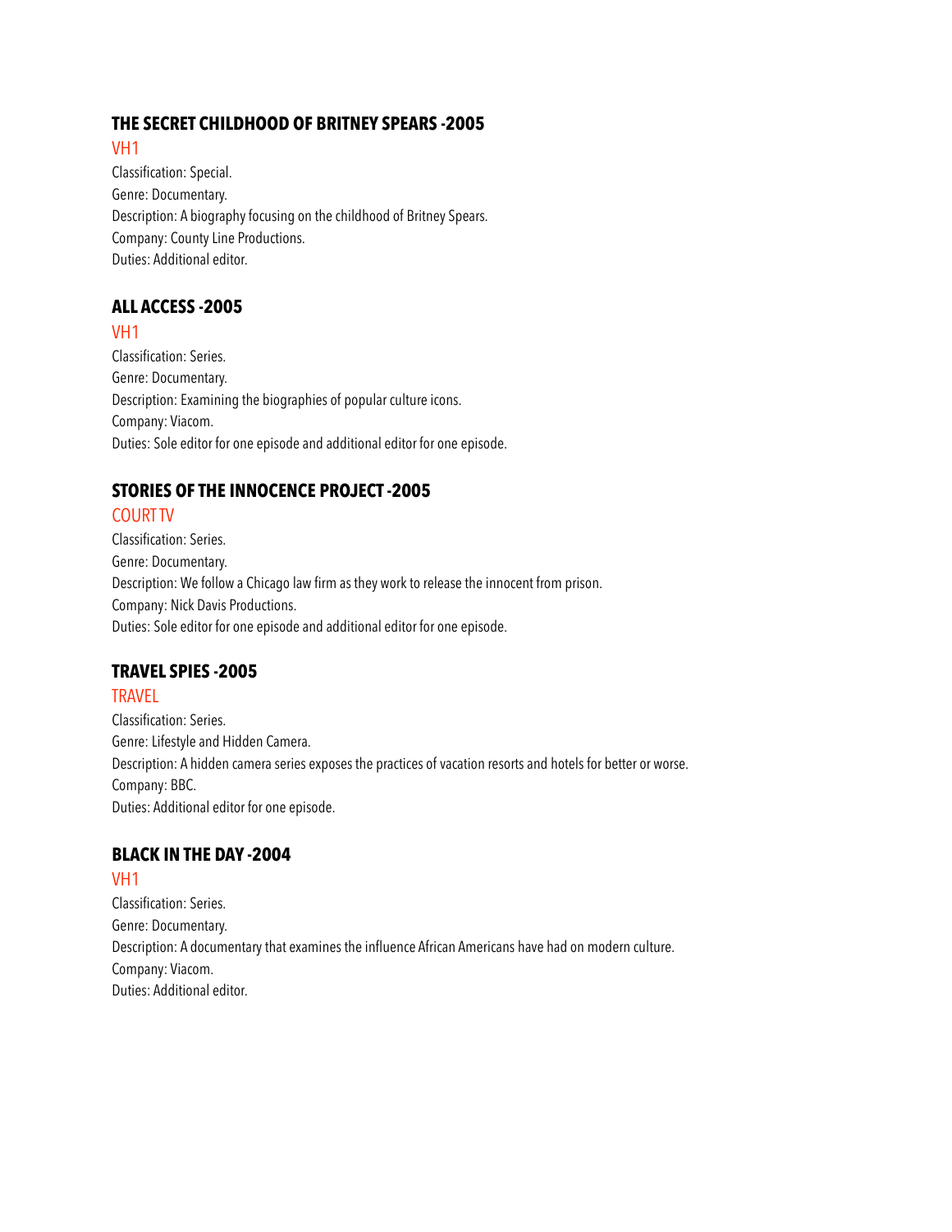### THE SECRET CHILDHOOD OF BRITNEY SPEARS -2005

VH1

Classification: Special.
Genre: Documentary.
Description: A biography focusing on the childhood of Britney Spears.
Company: County Line Productions.
Duties: Additional editor.

### ALL ACCESS -2005

VH1

Classification: Series.
Genre: Documentary.
Description: Examining the biographies of popular culture icons.
Company: Viacom.
Duties: Sole editor for one episode and additional editor for one episode.

### STORIES OF THE INNOCENCE PROJECT -2005

COURT TV

Classification: Series.
Genre: Documentary.
Description: We follow a Chicago law firm as they work to release the innocent from prison.
Company: Nick Davis Productions.
Duties: Sole editor for one episode and additional editor for one episode.

### TRAVEL SPIES -2005

TRAVEL

Classification: Series.
Genre: Lifestyle and Hidden Camera.
Description: A hidden camera series exposes the practices of vacation resorts and hotels for better or worse.
Company: BBC.
Duties: Additional editor for one episode.

### BLACK IN THE DAY -2004

VH1

Classification: Series.
Genre: Documentary.
Description: A documentary that examines the influence African Americans have had on modern culture.
Company: Viacom.
Duties: Additional editor.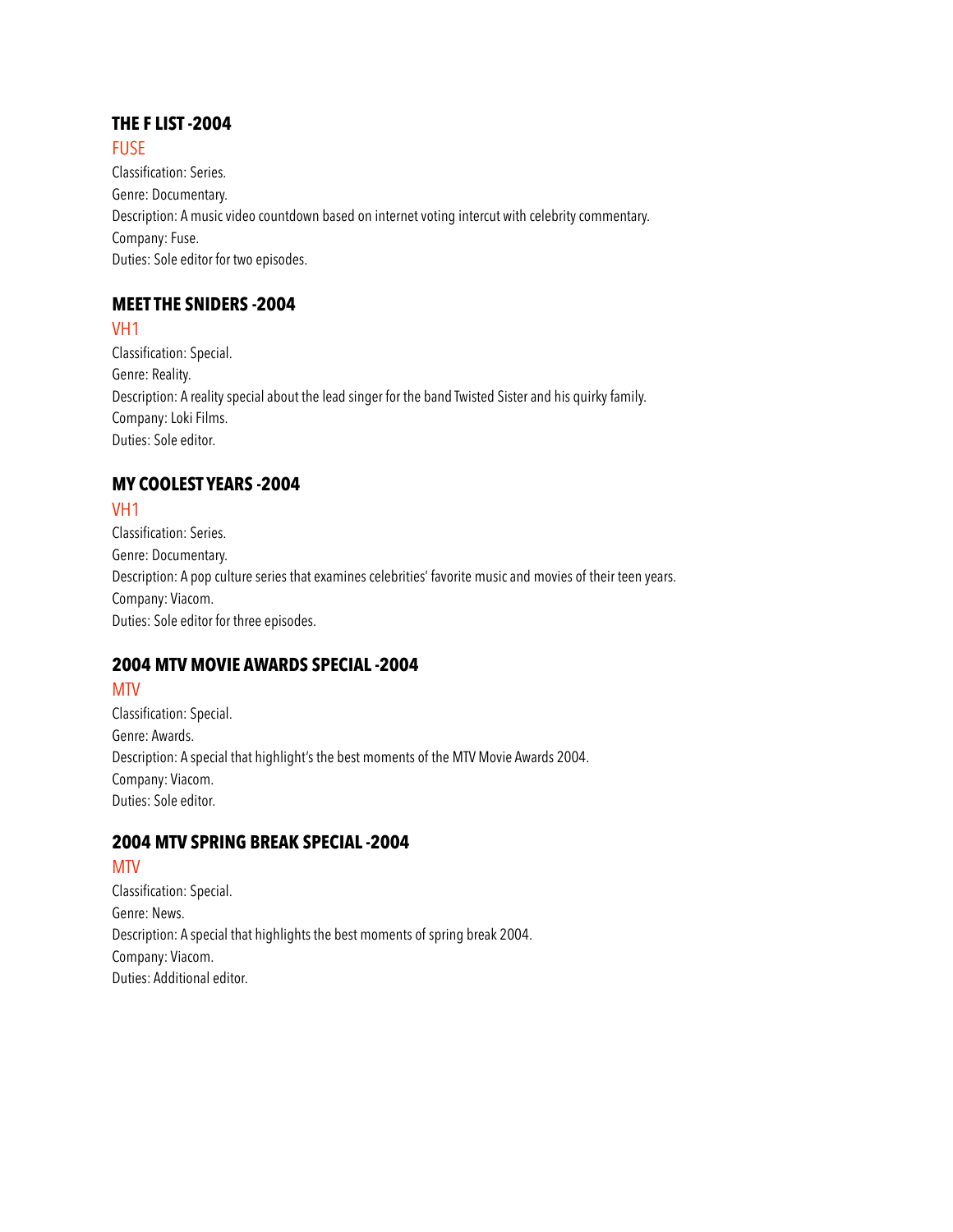### THE F LIST -2004

FUSE

Classification: Series.
Genre: Documentary.
Description: A music video countdown based on internet voting intercut with celebrity commentary.
Company: Fuse.
Duties: Sole editor for two episodes.

### MEET THE SNIDERS -2004

VH1

Classification: Special.
Genre: Reality.
Description: A reality special about the lead singer for the band Twisted Sister and his quirky family.
Company: Loki Films.
Duties: Sole editor.

### MY COOLEST YEARS -2004

VH1

Classification: Series.
Genre: Documentary.
Description: A pop culture series that examines celebrities' favorite music and movies of their teen years.
Company: Viacom.
Duties: Sole editor for three episodes.

### 2004 MTV MOVIE AWARDS SPECIAL -2004

MTV

Classification: Special.
Genre: Awards.
Description: A special that highlight's the best moments of the MTV Movie Awards 2004.
Company: Viacom.
Duties: Sole editor.

### 2004 MTV SPRING BREAK SPECIAL -2004

MTV

Classification: Special.
Genre: News.
Description: A special that highlights the best moments of spring break 2004.
Company: Viacom.
Duties: Additional editor.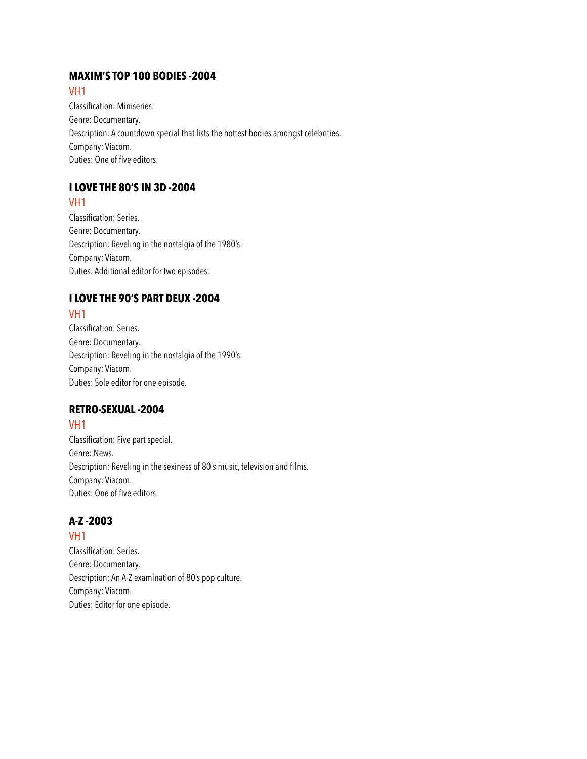### MAXIM'S TOP 100 BODIES -2004

VH1

Classification: Miniseries.
Genre: Documentary.
Description: A countdown special that lists the hottest bodies amongst celebrities.
Company: Viacom.
Duties: One of five editors.

### I LOVE THE 80'S IN 3D -2004

VH1

Classification: Series.
Genre: Documentary.
Description: Reveling in the nostalgia of the 1980's.
Company: Viacom.
Duties: Additional editor for two episodes.

### I LOVE THE 90'S PART DEUX -2004

VH1

Classification: Series.
Genre: Documentary.
Description: Reveling in the nostalgia of the 1990's.
Company: Viacom.
Duties: Sole editor for one episode.

### RETRO-SEXUAL -2004

VH1

Classification: Five part special.
Genre: News.
Description: Reveling in the sexiness of 80's music, television and films.
Company: Viacom.
Duties: One of five editors.

### A-Z -2003

VH1

Classification: Series.
Genre: Documentary.
Description: An A-Z examination of 80's pop culture.
Company: Viacom.
Duties: Editor for one episode.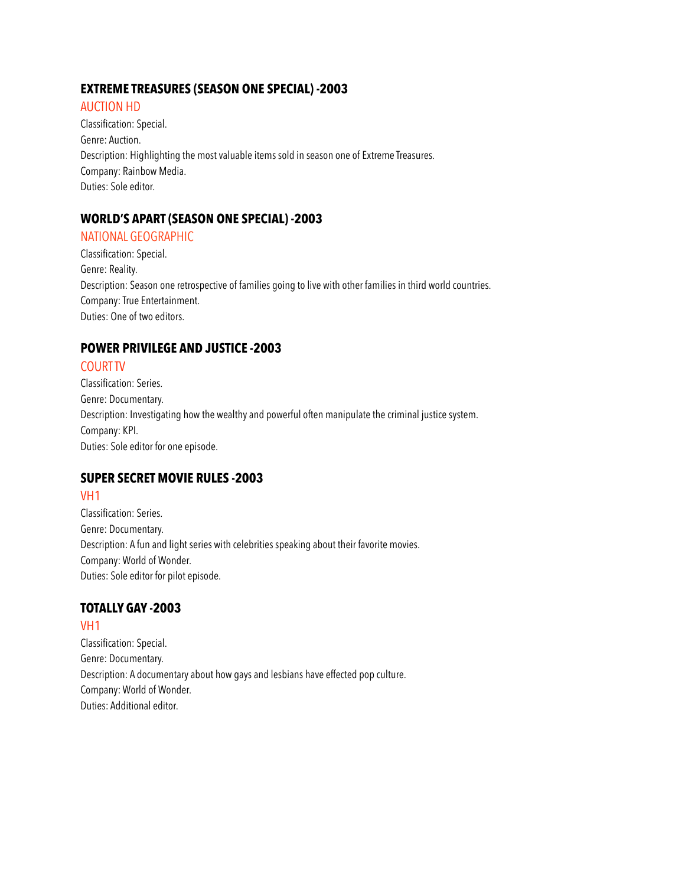### EXTREME TREASURES (SEASON ONE SPECIAL) -2003

AUCTION HD

Classification: Special.
Genre: Auction.
Description: Highlighting the most valuable items sold in season one of Extreme Treasures.
Company: Rainbow Media.
Duties: Sole editor.

### WORLD'S APART (SEASON ONE SPECIAL) -2003

NATIONAL GEOGRAPHIC

Classification: Special.
Genre: Reality.
Description: Season one retrospective of families going to live with other families in third world countries.
Company: True Entertainment.
Duties: One of two editors.

### POWER PRIVILEGE AND JUSTICE -2003

COURT TV

Classification: Series.
Genre: Documentary.
Description: Investigating how the wealthy and powerful often manipulate the criminal justice system.
Company: KPI.
Duties: Sole editor for one episode.

### SUPER SECRET MOVIE RULES -2003

VH1

Classification: Series.
Genre: Documentary.
Description: A fun and light series with celebrities speaking about their favorite movies.
Company: World of Wonder.
Duties: Sole editor for pilot episode.

### TOTALLY GAY -2003

VH1

Classification: Special.
Genre: Documentary.
Description: A documentary about how gays and lesbians have effected pop culture.
Company: World of Wonder.
Duties: Additional editor.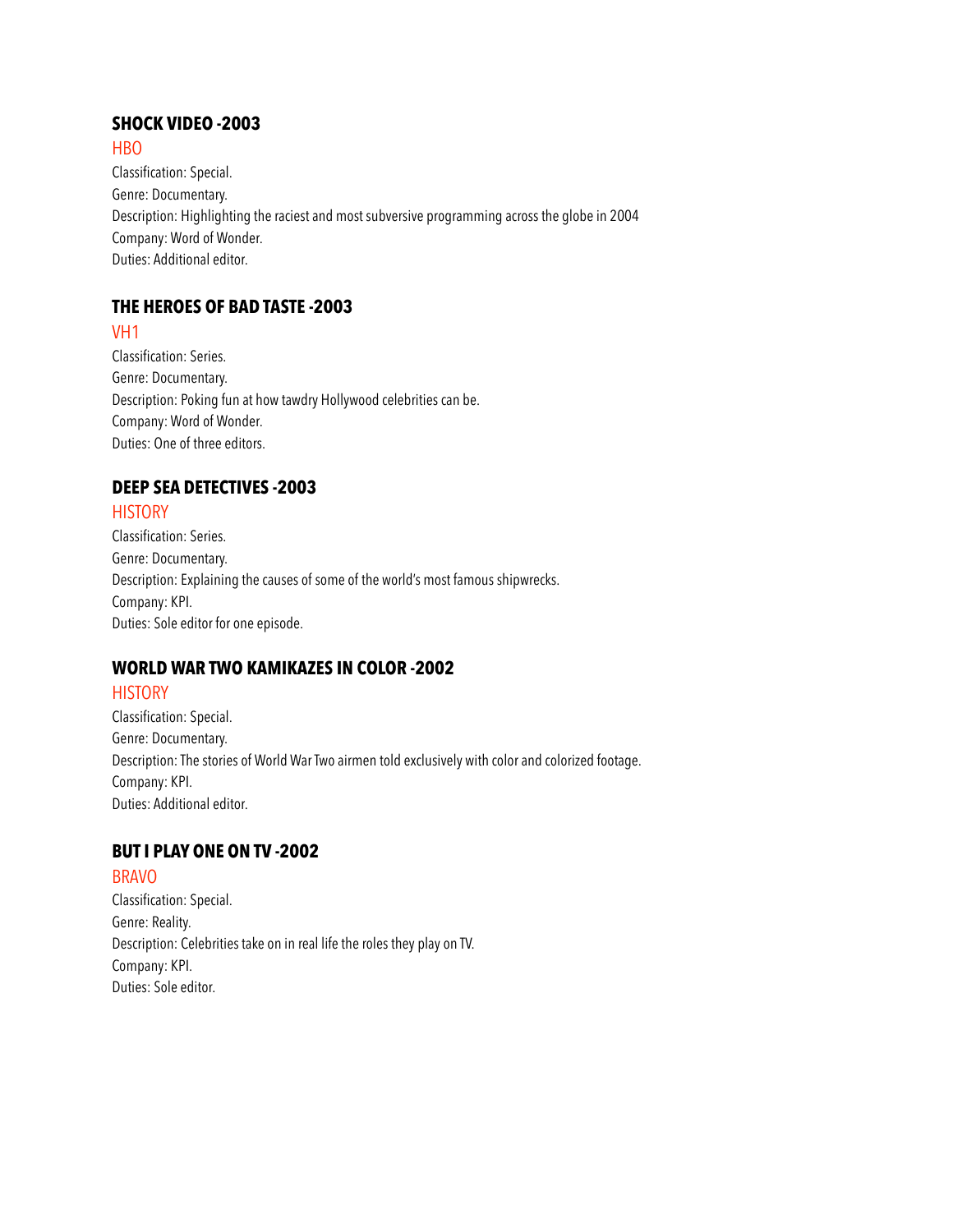### SHOCK VIDEO -2003

HBO

Classification: Special.
Genre: Documentary.
Description: Highlighting the raciest and most subversive programming across the globe in 2004
Company: Word of Wonder.
Duties: Additional editor.

### THE HEROES OF BAD TASTE -2003

VH1

Classification: Series.
Genre: Documentary.
Description: Poking fun at how tawdry Hollywood celebrities can be.
Company: Word of Wonder.
Duties: One of three editors.

### DEEP SEA DETECTIVES -2003

HISTORY

Classification: Series.
Genre: Documentary.
Description: Explaining the causes of some of the world's most famous shipwrecks.
Company: KPI.
Duties: Sole editor for one episode.

### WORLD WAR TWO KAMIKAZES IN COLOR -2002

HISTORY

Classification: Special.
Genre: Documentary.
Description: The stories of World War Two airmen told exclusively with color and colorized footage.
Company: KPI.
Duties: Additional editor.

### BUT I PLAY ONE ON TV -2002

BRAVO

Classification: Special.
Genre: Reality.
Description: Celebrities take on in real life the roles they play on TV.
Company: KPI.
Duties: Sole editor.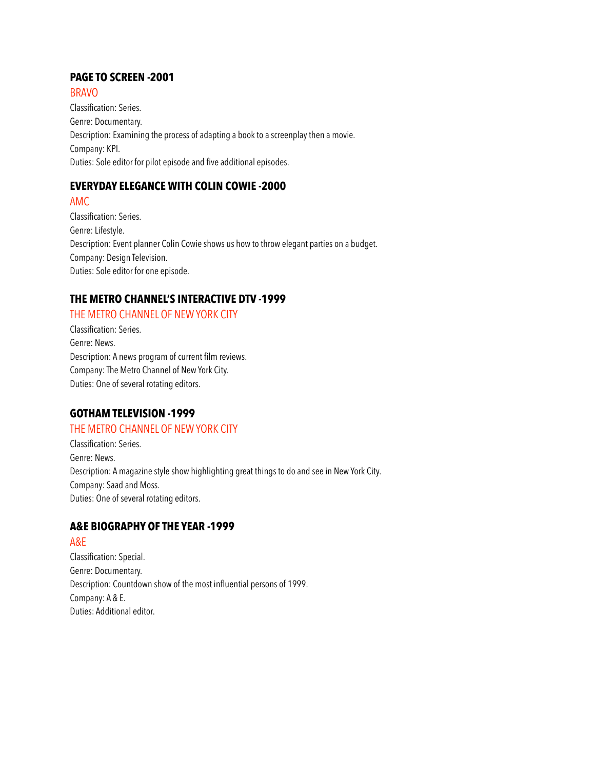### PAGE TO SCREEN -2001

BRAVO

Classification: Series.
Genre: Documentary.
Description: Examining the process of adapting a book to a screenplay then a movie.
Company: KPI.
Duties: Sole editor for pilot episode and five additional episodes.

### EVERYDAY ELEGANCE WITH COLIN COWIE -2000

AMC

Classification: Series.
Genre: Lifestyle.
Description: Event planner Colin Cowie shows us how to throw elegant parties on a budget.
Company: Design Television.
Duties: Sole editor for one episode.

### THE METRO CHANNEL'S INTERACTIVE DTV -1999

THE METRO CHANNEL OF NEW YORK CITY

Classification: Series.
Genre: News.
Description: A news program of current film reviews.
Company: The Metro Channel of New York City.
Duties: One of several rotating editors.

### GOTHAM TELEVISION -1999

THE METRO CHANNEL OF NEW YORK CITY

Classification: Series.
Genre: News.
Description: A magazine style show highlighting great things to do and see in New York City.
Company: Saad and Moss.
Duties: One of several rotating editors.

### A&E BIOGRAPHY OF THE YEAR -1999

A&E

Classification: Special.
Genre: Documentary.
Description: Countdown show of the most influential persons of 1999.
Company: A & E.
Duties: Additional editor.